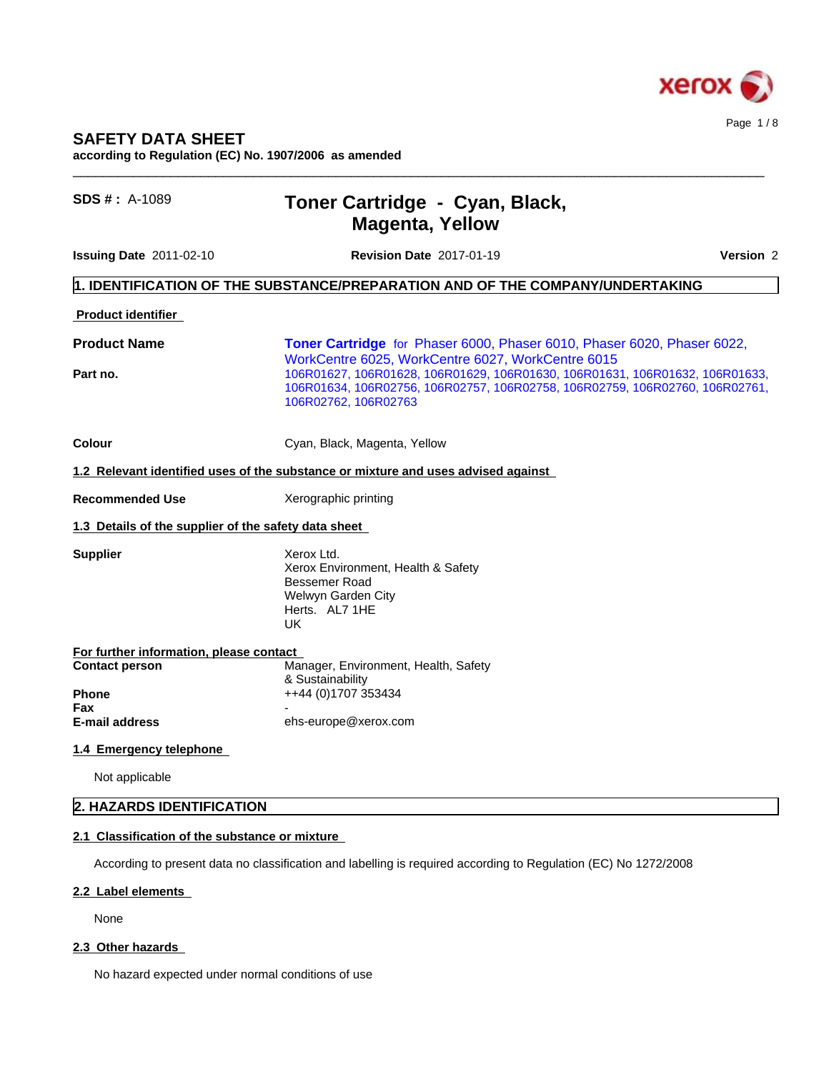# SAFETY DATA SHEET

**according to Regulation (EC) No. 1907/2006 as amended**

**SDS # :** A-1089

## Toner Cartridge - Cyan, Black, Magenta, Yellow

**Issuing Date** 2011-02-10 **Revision Date** 2017-01-19 **Version** 2

## 1. IDENTIFICATION OF THE SUBSTANCE/PREPARATION AND OF THE COMPANY/UNDERTAKING

**Product identifier**

| | |
|---|---|
| **Product Name** | **Toner Cartridge** for Phaser 6000, Phaser 6010, Phaser 6020, Phaser 6022, WorkCentre 6025, WorkCentre 6027, WorkCentre 6015 |
| **Part no.** | 106R01627, 106R01628, 106R01629, 106R01630, 106R01631, 106R01632, 106R01633, 106R01634, 106R02756, 106R02757, 106R02758, 106R02759, 106R02760, 106R02761, 106R02762, 106R02763 |
| **Colour** | Cyan, Black, Magenta, Yellow |

### 1.2 Relevant identified uses of the substance or mixture and uses advised against

**Recommended Use** Xerographic printing

### 1.3 Details of the supplier of the safety data sheet

**Supplier**

Xerox Ltd.
Xerox Environment, Health & Safety
Bessemer Road
Welwyn Garden City
Herts. AL7 1HE
UK

**For further information, please contact**

| | |
|---|---|
| **Contact person** | Manager, Environment, Health, Safety & Sustainability |
| **Phone** | ++44 (0)1707 353434 |
| **Fax** | - |
| **E-mail address** | ehs-europe@xerox.com |

### 1.4 Emergency telephone

Not applicable

## 2. HAZARDS IDENTIFICATION

### 2.1 Classification of the substance or mixture

According to present data no classification and labelling is required according to Regulation (EC) No 1272/2008

### 2.2 Label elements

None

### 2.3 Other hazards

No hazard expected under normal conditions of use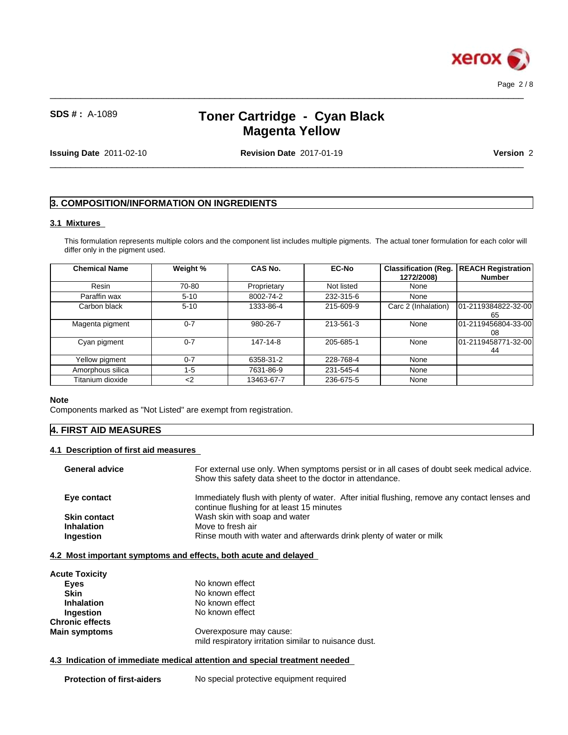**SDS # :** A-1089

# Toner Cartridge - Cyan Black Magenta Yellow

**Issuing Date** 2011-02-10 **Revision Date** 2017-01-19 **Version** 2

## 3. COMPOSITION/INFORMATION ON INGREDIENTS

### 3.1 Mixtures

This formulation represents multiple colors and the component list includes multiple pigments. The actual toner formulation for each color will differ only in the pigment used.

| Chemical Name | Weight % | CAS No. | EC-No | Classification (Reg. 1272/2008) | REACH Registration Number |
|---|---|---|---|---|---|
| Resin | 70-80 | Proprietary | Not listed | None | |
| Paraffin wax | 5-10 | 8002-74-2 | 232-315-6 | None | |
| Carbon black | 5-10 | 1333-86-4 | 215-609-9 | Carc 2 (Inhalation) | 01-2119384822-32-0065 |
| Magenta pigment | 0-7 | 980-26-7 | 213-561-3 | None | 01-2119456804-33-0008 |
| Cyan pigment | 0-7 | 147-14-8 | 205-685-1 | None | 01-2119458771-32-0044 |
| Yellow pigment | 0-7 | 6358-31-2 | 228-768-4 | None | |
| Amorphous silica | 1-5 | 7631-86-9 | 231-545-4 | None | |
| Titanium dioxide | <2 | 13463-67-7 | 236-675-5 | None | |

**Note**

Components marked as "Not Listed" are exempt from registration.

## 4. FIRST AID MEASURES

### 4.1 Description of first aid measures

**General advice** For external use only. When symptoms persist or in all cases of doubt seek medical advice. Show this safety data sheet to the doctor in attendance.

**Eye contact** Immediately flush with plenty of water. After initial flushing, remove any contact lenses and continue flushing for at least 15 minutes

**Skin contact** Wash skin with soap and water

**Inhalation** Move to fresh air

**Ingestion** Rinse mouth with water and afterwards drink plenty of water or milk

### 4.2 Most important symptoms and effects, both acute and delayed

**Acute Toxicity**

**Eyes** No known effect

**Skin** No known effect

**Inhalation** No known effect

**Ingestion** No known effect

**Chronic effects**

**Main symptoms** Overexposure may cause:
mild respiratory irritation similar to nuisance dust.

### 4.3 Indication of immediate medical attention and special treatment needed

**Protection of first-aiders** No special protective equipment required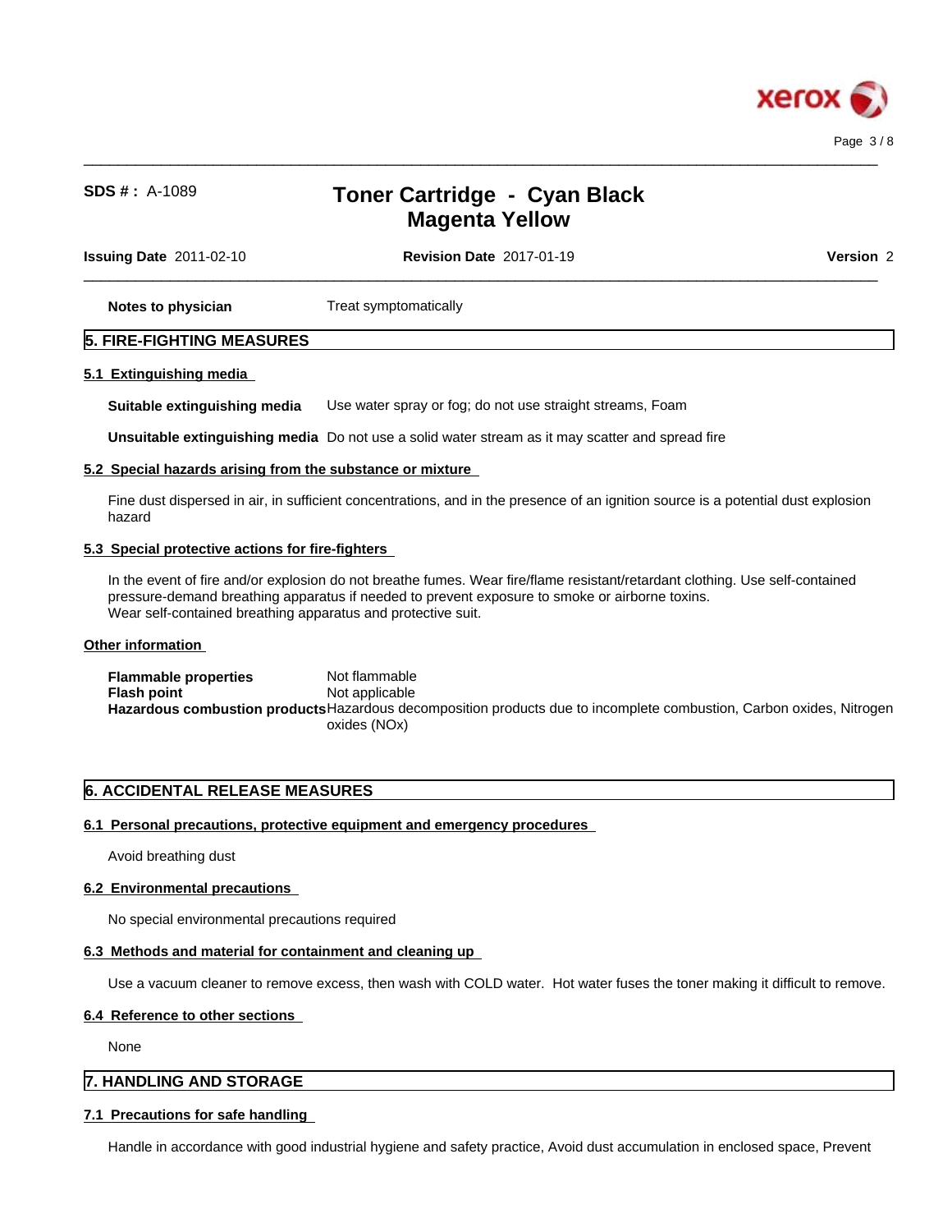**Notes to physician** Treat symptomatically

## 5. FIRE-FIGHTING MEASURES

### 5.1 Extinguishing media

**Suitable extinguishing media** Use water spray or fog; do not use straight streams, Foam

**Unsuitable extinguishing media** Do not use a solid water stream as it may scatter and spread fire

### 5.2 Special hazards arising from the substance or mixture

Fine dust dispersed in air, in sufficient concentrations, and in the presence of an ignition source is a potential dust explosion hazard

### 5.3 Special protective actions for fire-fighters

In the event of fire and/or explosion do not breathe fumes. Wear fire/flame resistant/retardant clothing. Use self-contained pressure-demand breathing apparatus if needed to prevent exposure to smoke or airborne toxins.
Wear self-contained breathing apparatus and protective suit.

### Other information

**Flammable properties** Not flammable
**Flash point** Not applicable
**Hazardous combustion products** Hazardous decomposition products due to incomplete combustion, Carbon oxides, Nitrogen oxides (NOx)

## 6. ACCIDENTAL RELEASE MEASURES

### 6.1 Personal precautions, protective equipment and emergency procedures

Avoid breathing dust

### 6.2 Environmental precautions

No special environmental precautions required

### 6.3 Methods and material for containment and cleaning up

Use a vacuum cleaner to remove excess, then wash with COLD water. Hot water fuses the toner making it difficult to remove.

### 6.4 Reference to other sections

None

## 7. HANDLING AND STORAGE

### 7.1 Precautions for safe handling

Handle in accordance with good industrial hygiene and safety practice, Avoid dust accumulation in enclosed space, Prevent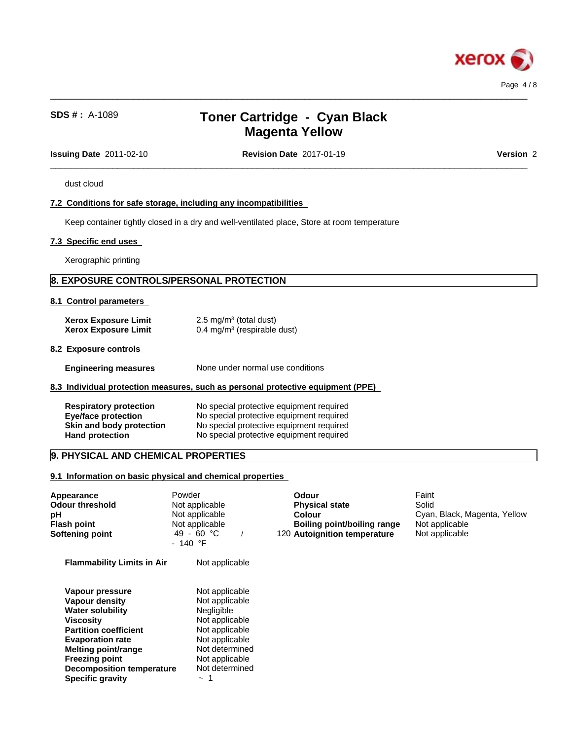dust cloud

### 7.2 Conditions for safe storage, including any incompatibilities

Keep container tightly closed in a dry and well-ventilated place, Store at room temperature

### 7.3 Specific end uses

Xerographic printing

## 8. EXPOSURE CONTROLS/PERSONAL PROTECTION

### 8.1 Control parameters

| | |
|---|---|
| **Xerox Exposure Limit** | 2.5 mg/m³ (total dust) |
| **Xerox Exposure Limit** | 0.4 mg/m³ (respirable dust) |

### 8.2 Exposure controls

| | |
|---|---|
| **Engineering measures** | None under normal use conditions |

### 8.3 Individual protection measures, such as personal protective equipment (PPE)

| | |
|---|---|
| **Respiratory protection** | No special protective equipment required |
| **Eye/face protection** | No special protective equipment required |
| **Skin and body protection** | No special protective equipment required |
| **Hand protection** | No special protective equipment required |

## 9. PHYSICAL AND CHEMICAL PROPERTIES

### 9.1 Information on basic physical and chemical properties

| | | | |
|---|---|---|---|
| **Appearance** | Powder | **Odour** | Faint |
| **Odour threshold** | Not applicable | **Physical state** | Solid |
| **pH** | Not applicable | **Colour** | Cyan, Black, Magenta, Yellow |
| **Flash point** | Not applicable | **Boiling point/boiling range** | Not applicable |
| **Softening point** | 49 - 60 °C / 120 - 140 °F | **Autoignition temperature** | Not applicable |

| | |
|---|---|
| **Flammability Limits in Air** | Not applicable |

| | |
|---|---|
| **Vapour pressure** | Not applicable |
| **Vapour density** | Not applicable |
| **Water solubility** | Negligible |
| **Viscosity** | Not applicable |
| **Partition coefficient** | Not applicable |
| **Evaporation rate** | Not applicable |
| **Melting point/range** | Not determined |
| **Freezing point** | Not applicable |
| **Decomposition temperature** | Not determined |
| **Specific gravity** | ~ 1 |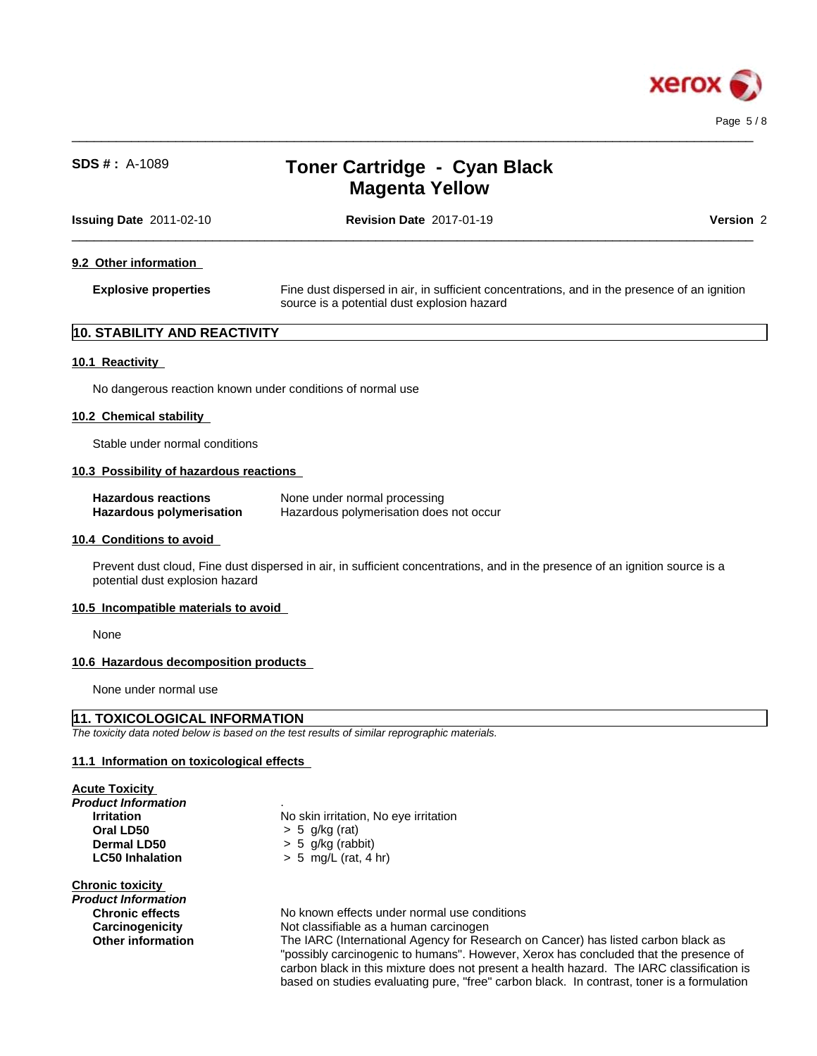### 9.2 Other information

**Explosive properties** — Fine dust dispersed in air, in sufficient concentrations, and in the presence of an ignition source is a potential dust explosion hazard

## 10. STABILITY AND REACTIVITY

### 10.1 Reactivity

No dangerous reaction known under conditions of normal use

### 10.2 Chemical stability

Stable under normal conditions

### 10.3 Possibility of hazardous reactions

| | |
|---|---|
| **Hazardous reactions** | None under normal processing |
| **Hazardous polymerisation** | Hazardous polymerisation does not occur |

### 10.4 Conditions to avoid

Prevent dust cloud, Fine dust dispersed in air, in sufficient concentrations, and in the presence of an ignition source is a potential dust explosion hazard

### 10.5 Incompatible materials to avoid

None

### 10.6 Hazardous decomposition products

None under normal use

## 11. TOXICOLOGICAL INFORMATION

*The toxicity data noted below is based on the test results of similar reprographic materials.*

### 11.1 Information on toxicological effects

**Acute Toxicity**

***Product Information*** .

| | |
|---|---|
| **Irritation** | No skin irritation, No eye irritation |
| **Oral LD50** | > 5 g/kg (rat) |
| **Dermal LD50** | > 5 g/kg (rabbit) |
| **LC50 Inhalation** | > 5 mg/L (rat, 4 hr) |

**Chronic toxicity**

***Product Information***

| | |
|---|---|
| **Chronic effects** | No known effects under normal use conditions |
| **Carcinogenicity** | Not classifiable as a human carcinogen |
| **Other information** | The IARC (International Agency for Research on Cancer) has listed carbon black as "possibly carcinogenic to humans". However, Xerox has concluded that the presence of carbon black in this mixture does not present a health hazard. The IARC classification is based on studies evaluating pure, "free" carbon black. In contrast, toner is a formulation |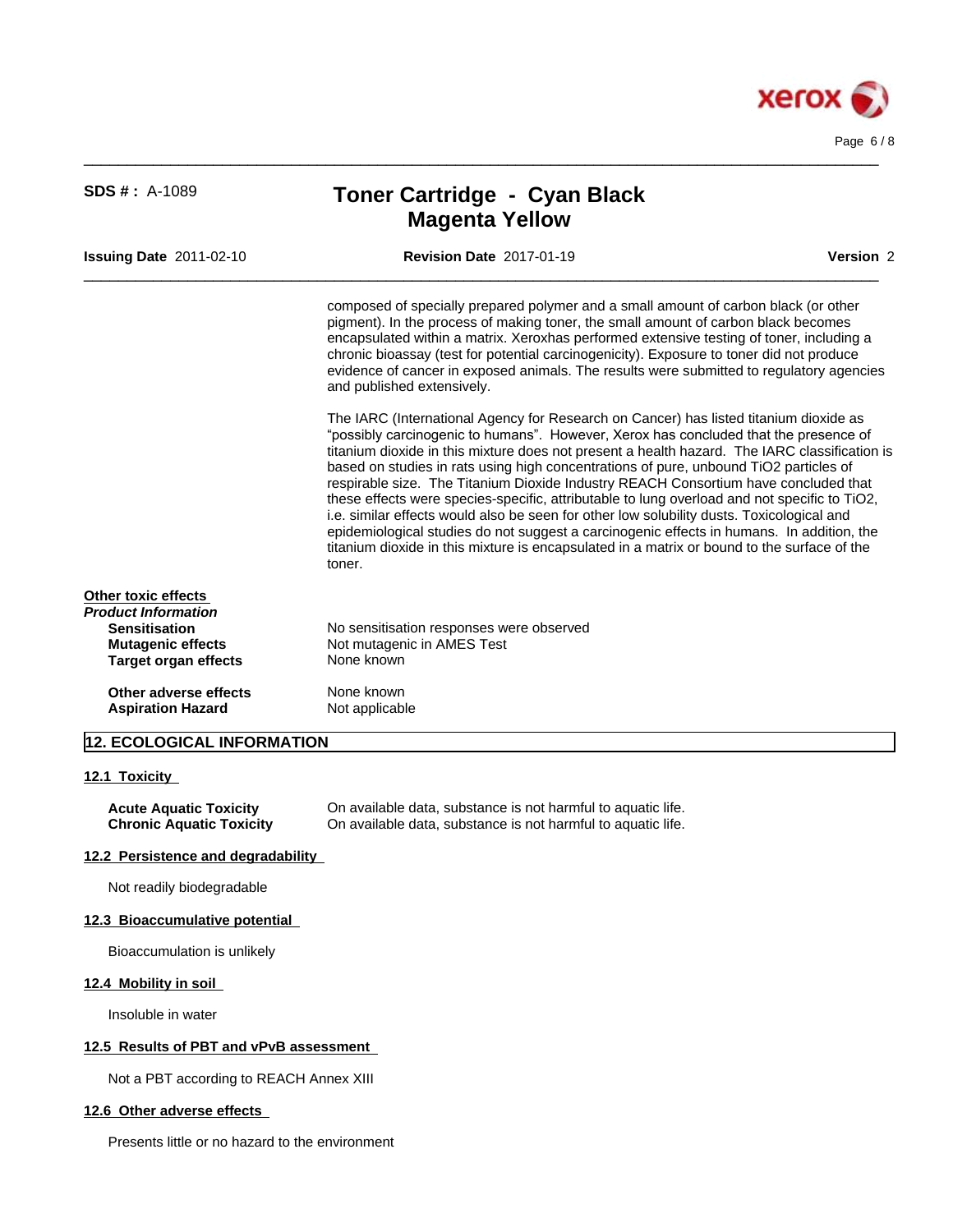composed of specially prepared polymer and a small amount of carbon black (or other pigment). In the process of making toner, the small amount of carbon black becomes encapsulated within a matrix. Xeroxhas performed extensive testing of toner, including a chronic bioassay (test for potential carcinogenicity). Exposure to toner did not produce evidence of cancer in exposed animals. The results were submitted to regulatory agencies and published extensively.

The IARC (International Agency for Research on Cancer) has listed titanium dioxide as "possibly carcinogenic to humans". However, Xerox has concluded that the presence of titanium dioxide in this mixture does not present a health hazard. The IARC classification is based on studies in rats using high concentrations of pure, unbound TiO2 particles of respirable size. The Titanium Dioxide Industry REACH Consortium have concluded that these effects were species-specific, attributable to lung overload and not specific to TiO2, i.e. similar effects would also be seen for other low solubility dusts. Toxicological and epidemiological studies do not suggest a carcinogenic effects in humans. In addition, the titanium dioxide in this mixture is encapsulated in a matrix or bound to the surface of the toner.

**Other toxic effects**

***Product Information***

| | |
|---|---|
| **Sensitisation** | No sensitisation responses were observed |
| **Mutagenic effects** | Not mutagenic in AMES Test |
| **Target organ effects** | None known |
| **Other adverse effects** | None known |
| **Aspiration Hazard** | Not applicable |

## 12. ECOLOGICAL INFORMATION

### 12.1 Toxicity

| | |
|---|---|
| **Acute Aquatic Toxicity** | On available data, substance is not harmful to aquatic life. |
| **Chronic Aquatic Toxicity** | On available data, substance is not harmful to aquatic life. |

### 12.2 Persistence and degradability

Not readily biodegradable

### 12.3 Bioaccumulative potential

Bioaccumulation is unlikely

### 12.4 Mobility in soil

Insoluble in water

### 12.5 Results of PBT and vPvB assessment

Not a PBT according to REACH Annex XIII

### 12.6 Other adverse effects

Presents little or no hazard to the environment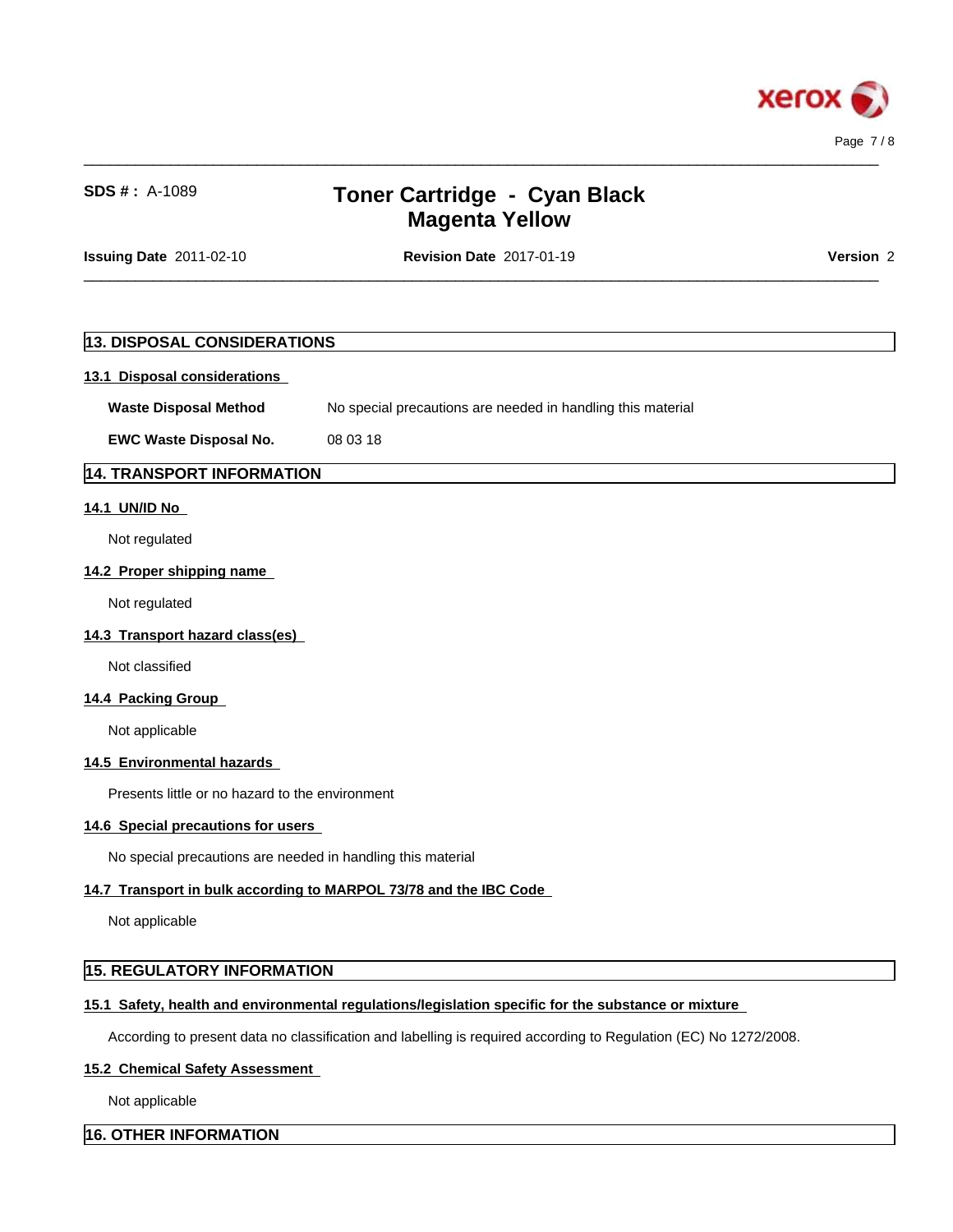## 13. DISPOSAL CONSIDERATIONS

### 13.1 Disposal considerations

| | |
|---|---|
| **Waste Disposal Method** | No special precautions are needed in handling this material |
| **EWC Waste Disposal No.** | 08 03 18 |

## 14. TRANSPORT INFORMATION

### 14.1 UN/ID No

Not regulated

### 14.2 Proper shipping name

Not regulated

### 14.3 Transport hazard class(es)

Not classified

### 14.4 Packing Group

Not applicable

### 14.5 Environmental hazards

Presents little or no hazard to the environment

### 14.6 Special precautions for users

No special precautions are needed in handling this material

### 14.7 Transport in bulk according to MARPOL 73/78 and the IBC Code

Not applicable

## 15. REGULATORY INFORMATION

### 15.1 Safety, health and environmental regulations/legislation specific for the substance or mixture

According to present data no classification and labelling is required according to Regulation (EC) No 1272/2008.

### 15.2 Chemical Safety Assessment

Not applicable

## 16. OTHER INFORMATION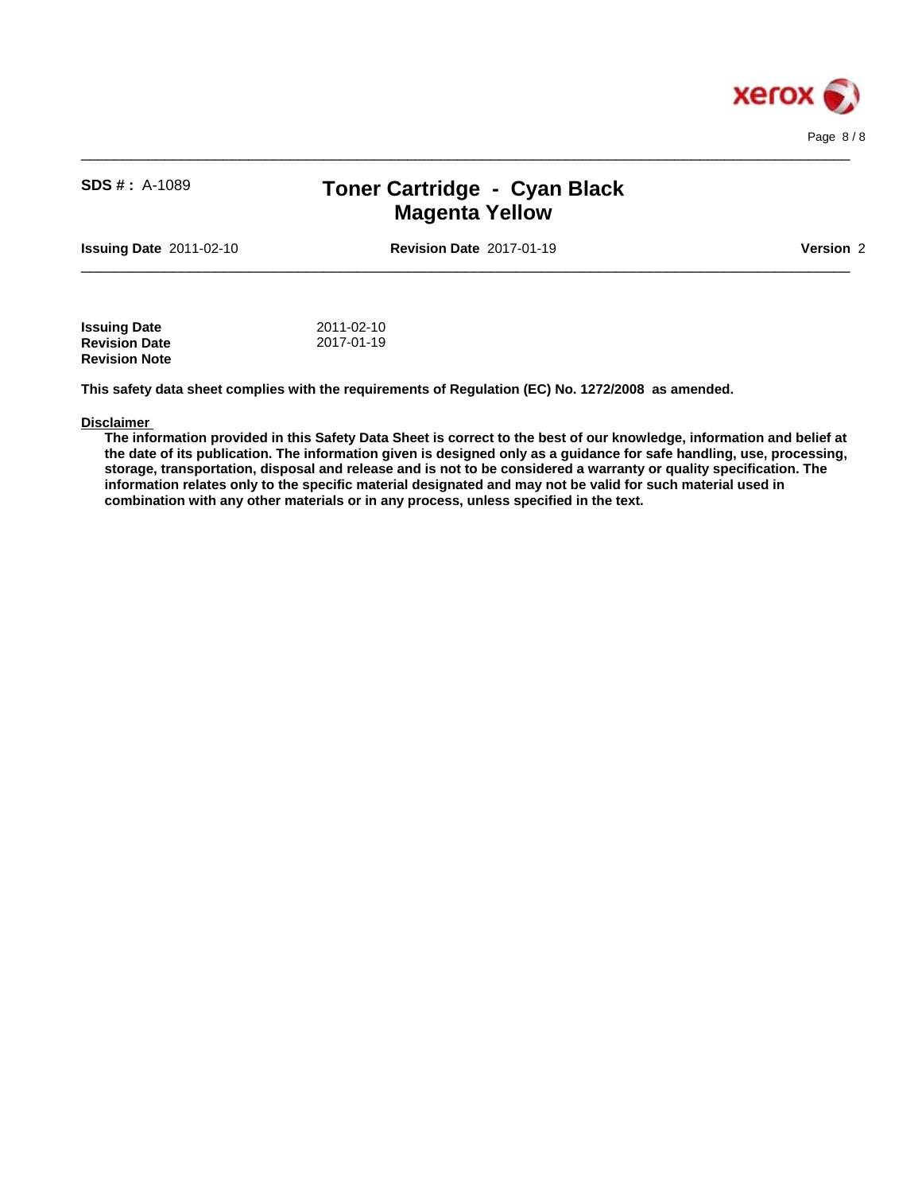| | |
|---|---|
| **Issuing Date** | 2011-02-10 |
| **Revision Date** | 2017-01-19 |
| **Revision Note** | |

**This safety data sheet complies with the requirements of Regulation (EC) No. 1272/2008 as amended.**

**Disclaimer**

**The information provided in this Safety Data Sheet is correct to the best of our knowledge, information and belief at the date of its publication. The information given is designed only as a guidance for safe handling, use, processing, storage, transportation, disposal and release and is not to be considered a warranty or quality specification. The information relates only to the specific material designated and may not be valid for such material used in combination with any other materials or in any process, unless specified in the text.**